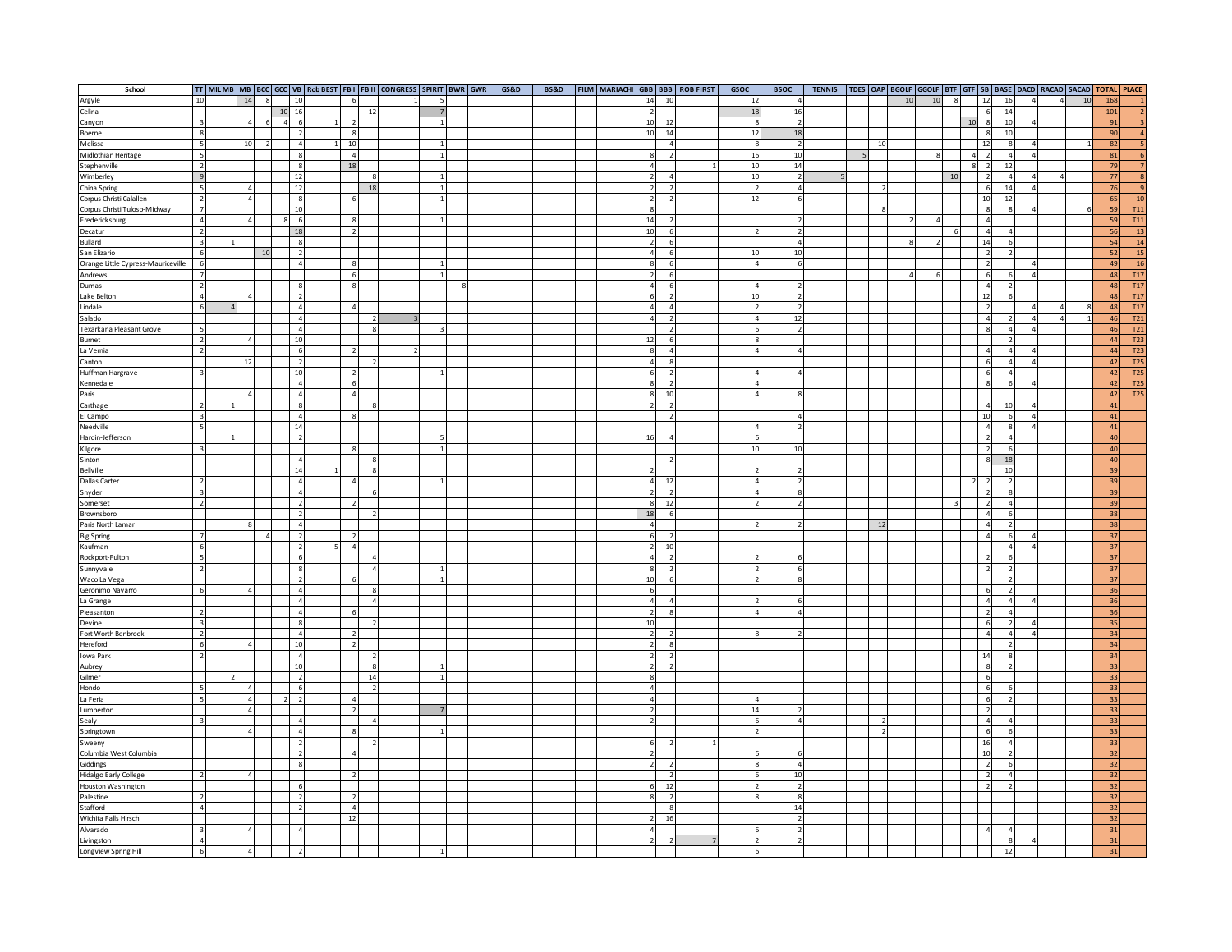| School | TT | MIL MB | MB | BCC | GCC | VB | Rob BEST | FB I | FB II | CONGRESS | SPIRIT | BWR | GWR | GS&D | BS&D | FILM | MARIACHI | GBB | BBB | ROB FIRST | GSOC | BSOC | TENNIS | TDES | OAP | BGOLF | GGOLF | BTF | GTF | SB | BASE | DACD | RACAD | SACAD | TOTAL | PLACE |
|---|---|---|---|---|---|---|---|---|---|---|---|---|---|---|---|---|---|---|---|---|---|---|---|---|---|---|---|---|---|---|---|---|---|---|---|---|
| Argyle | 10 | | 14 | 8 | | 10 | | 6 | | 1 | 5 | | | | | | | 14 | 10 | | 12 | 4 | | | | 10 | 10 | 8 | | 12 | 16 | 4 | 4 | 10 | 168 | 1 |
| Celina | | | | | 10 | 16 | | | 12 | | 7 | | | | | | | 2 | | | 18 | 16 | | | | | | | | 6 | 14 | | | | 101 | 2 |
| Canyon | 3 | | 4 | 6 | 4 | 6 | 1 | 2 | | | 1 | | | | | | | 10 | 12 | | 8 | 2 | | | | | | | 10 | 8 | 10 | 4 | | | 91 | 3 |
| Boerne | 8 | | | | | 2 | | 8 | | | | | | | | | | 10 | 14 | | 12 | 18 | | | | | | | | 8 | 10 | | | | 90 | 4 |
| Melissa | 5 | | 10 | 2 | | 4 | 1 | 10 | | | 1 | | | | | | | | 4 | | 8 | 2 | | | 10 | | | | | 12 | 8 | 4 | | 1 | 82 | 5 |
| Midlothian Heritage | 5 | | | | | 8 | | 4 | | | 1 | | | | | | | 8 | 2 | | 16 | 10 | | 5 | | | 8 | | 4 | 2 | 4 | 4 | | | 81 | 6 |
| Stephenville | 2 | | | | | 8 | | 18 | | | | | | | | | | 4 | | 1 | 10 | 14 | | | | | | | 8 | 2 | 12 | | | | 79 | 7 |
| Wimberley | 9 | | | | | 12 | | | 8 | | 1 | | | | | | | 2 | 4 | | 10 | 2 | 5 | | | | | 10 | | 2 | 4 | 4 | 4 | | 77 | 8 |
| China Spring | 5 | | 4 | | | 12 | | | 18 | | 1 | | | | | | | 2 | 2 | | 2 | 4 | | | 2 | | | | | 6 | 14 | 4 | | | 76 | 9 |
| Corpus Christi Calallen | 2 | | 4 | | | 8 | | 6 | | | 1 | | | | | | | 2 | 2 | | 12 | 6 | | | | | | | | 10 | 12 | | | | 65 | 10 |
| Corpus Christi Tuloso-Midway | 7 | | | | | 10 | | | | | | | | | | | | 8 | | | | | | | 8 | | | | | 8 | 8 | 4 | | 6 | 59 | T11 |
| Fredericksburg | 4 | | 4 | | 8 | 6 | | 8 | | | 1 | | | | | | | 14 | 2 | | | 2 | | | | 2 | 4 | | | 4 | | | | | 59 | T11 |
| Decatur | 2 | | | | | 18 | | 2 | | | | | | | | | | 10 | 6 | | 2 | 2 | | | | | | 6 | | 4 | 4 | | | | 56 | 13 |
| Bullard | 3 | 1 | | | | 8 | | | | | | | | | | | | 2 | 6 | | | 4 | | | | 8 | 2 | | | 14 | 6 | | | | 54 | 14 |
| San Elizario | 6 | | | 10 | | 2 | | | | | | | | | | | | 4 | 6 | | 10 | 10 | | | | | | | | 2 | 2 | | | | 52 | 15 |
| Orange Little Cypress-Mauriceville | 6 | | | | | 4 | | 8 | | | 1 | | | | | | | 8 | 6 | | 4 | 6 | | | | | | | | 2 | | 4 | | | 49 | 16 |
| Andrews | 7 | | | | | | | 6 | | | 1 | | | | | | | 2 | 6 | | | | | | | 4 | 6 | | | 6 | 6 | 4 | | | 48 | T17 |
| Dumas | 2 | | | | | 8 | | 8 | | | | 8 | | | | | | 4 | 6 | | 4 | 2 | | | | | | | | 4 | 2 | | | | 48 | T17 |
| Lake Belton | 4 | | 4 | | | 2 | | | | | | | | | | | | 6 | 2 | | 10 | 2 | | | | | | | | 12 | 6 | | | | 48 | T17 |
| Lindale | 6 | 4 | | | | 4 | | 4 | | | | | | | | | | 4 | 4 | | 2 | 2 | | | | | | | | 2 | | 4 | 4 | 8 | 48 | T17 |
| Salado | | | | | | 4 | | | 2 | 3 | | | | | | | | 4 | 2 | | 4 | 12 | | | | | | | | 4 | 2 | 4 | 4 | 1 | 46 | T21 |
| Texarkana Pleasant Grove | 5 | | | | | 4 | | | 8 | | 3 | | | | | | | | 2 | | 6 | 2 | | | | | | | | 8 | 4 | 4 | | | 46 | T21 |
| Burnet | 2 | | 4 | | | 10 | | | | | | | | | | | | 12 | 6 | | 8 | | | | | | | | | | 2 | | | | 44 | T23 |
| La Vernia | 2 | | | | | 6 | | 2 | | 2 | | | | | | | | 8 | 4 | | 4 | 4 | | | | | | | | 4 | 4 | 4 | | | 44 | T23 |
| Canton | | | 12 | | | 2 | | | 2 | | | | | | | | | 4 | 8 | | | | | | | | | | | 6 | 4 | 4 | | | 42 | T25 |
| Huffman Hargrave | 3 | | | | | 10 | | 2 | | | 1 | | | | | | | 6 | 2 | | 4 | 4 | | | | | | | | 6 | 4 | | | | 42 | T25 |
| Kennedale | | | | | | 4 | | 6 | | | | | | | | | | 8 | 2 | | 4 | | | | | | | | | 8 | 6 | 4 | | | 42 | T25 |
| Paris | | | 4 | | | 4 | | 4 | | | | | | | | | | 8 | 10 | | 4 | 8 | | | | | | | | | | | | | 42 | T25 |
| Carthage | 2 | 1 | | | | 8 | | | 8 | | | | | | | | | 2 | 2 | | | | | | | | | | | 4 | 10 | 4 | | | 41 | |
| El Campo | 3 | | | | | 4 | | 8 | | | | | | | | | | | 2 | | | 4 | | | | | | | | 10 | 6 | 4 | | | 41 | |
| Needville | 5 | | | | | 14 | | | | | | | | | | | | | | | 4 | 2 | | | | | | | | 4 | 8 | 4 | | | 41 | |
| Hardin-Jefferson | | 1 | | | | 2 | | | | | 5 | | | | | | | 16 | 4 | | 6 | | | | | | | | | 2 | 4 | | | | 40 | |
| Kilgore | 3 | | | | | | | 8 | | | 1 | | | | | | | | | | 10 | 10 | | | | | | | | 2 | 6 | | | | 40 | |
| Sinton | | | | | | 4 | | | 8 | | | | | | | | | | 2 | | | | | | | | | | | 8 | 18 | | | | 40 | |
| Bellville | | | | | | 14 | 1 | | 8 | | | | | | | | | 2 | | | 2 | 2 | | | | | | | | | 10 | | | | 39 | |
| Dallas Carter | 2 | | | | | 4 | | 4 | | | 1 | | | | | | | 4 | 12 | | 4 | 2 | | | | | | | 2 | 2 | 2 | | | | 39 | |
| Snyder | 3 | | | | | 4 | | | 6 | | | | | | | | | 2 | 2 | | 4 | 8 | | | | | | | | 2 | 8 | | | | 39 | |
| Somerset | 2 | | | | | 2 | | 2 | | | | | | | | | | 8 | 12 | | 2 | 2 | | | | | | 3 | | 2 | 4 | | | | 39 | |
| Brownsboro | | | | | | 2 | | | 2 | | | | | | | | | 18 | 6 | | | | | | | | | | | 4 | 6 | | | | 38 | |
| Paris North Lamar | | | 8 | | | 4 | | | | | | | | | | | | 4 | | | 2 | 2 | | | 12 | | | | | 4 | 2 | | | | 38 | |
| Big Spring | 7 | | | | 4 | 2 | | 2 | | | | | | | | | | 6 | 2 | | | | | | | | | | | 4 | 6 | 4 | | | 37 | |
| Kaufman | 6 | | | | | 2 | 5 | 4 | | | | | | | | | | 2 | 10 | | | | | | | | | | | | 4 | 4 | | | 37 | |
| Rockport-Fulton | 5 | | | | | 6 | | | 4 | | | | | | | | | 4 | 2 | | 2 | 6 | | | | | | | | 2 | 6 | | | | 37 | |
| Sunnyvale | 2 | | | | | 8 | | | 4 | | 1 | | | | | | | 8 | 2 | | 2 | 6 | | | | | | | | 2 | 2 | | | | 37 | |
| Waco La Vega | | | | | | 2 | | 6 | | | 1 | | | | | | | 10 | 6 | | 2 | 8 | | | | | | | | | 2 | | | | 37 | |
| Geronimo Navarro | 6 | | 4 | | | 4 | | | 8 | | | | | | | | | 6 | | | | | | | | | | | | 6 | 2 | | | | 36 | |
| La Grange | | | | | | 4 | | | 4 | | | | | | | | | 4 | 4 | | 2 | 6 | | | | | | | | 4 | 4 | 4 | | | 36 | |
| Pleasanton | 2 | | | | | 4 | | 6 | | | | | | | | | | 2 | 8 | | 4 | 4 | | | | | | | | 2 | 4 | | | | 36 | |
| Devine | 3 | | | | | 8 | | | 2 | | | | | | | | | 10 | | | | | | | | | | | | 6 | 2 | 4 | | | 35 | |
| Fort Worth Benbrook | 2 | | | | | 4 | | 2 | | | | | | | | | | 2 | 2 | | 8 | 2 | | | | | | | | 4 | 4 | 4 | | | 34 | |
| Hereford | 6 | | 4 | | | 10 | | 2 | | | | | | | | | | 2 | 8 | | | | | | | | | | | | 2 | | | | 34 | |
| Iowa Park | 2 | | | | | 4 | | | 2 | | | | | | | | | 2 | 2 | | | | | | | | | | | 14 | 8 | | | | 34 | |
| Aubrey | | | | | | 10 | | | 8 | | 1 | | | | | | | 2 | 2 | | | | | | | | | | | 8 | 2 | | | | 33 | |
| Gilmer | | 2 | | | | 2 | | | 14 | | 1 | | | | | | | 8 | | | | | | | | | | | | 6 | | | | | 33 | |
| Hondo | 5 | | 4 | | | 6 | | | 2 | | | | | | | | | 4 | | | | | | | | | | | | 6 | 6 | | | | 33 | |
| La Feria | 5 | | 4 | | 2 | 2 | | 4 | | | | | | | | | | 4 | | | 4 | | | | | | | | | 6 | 2 | | | | 33 | |
| Lumberton | | | 4 | | | | | 2 | | | 7 | | | | | | | 2 | | | 14 | 2 | | | | | | | | 2 | | | | | 33 | |
| Sealy | 3 | | | | | 4 | | | 4 | | | | | | | | | 2 | | | 6 | 4 | | | 2 | | | | | 4 | 4 | | | | 33 | |
| Springtown | | | 4 | | | 4 | | 8 | | | 1 | | | | | | | | | | 2 | | | | 2 | | | | | 6 | 6 | | | | 33 | |
| Sweeny | | | | | | 2 | | | 2 | | | | | | | | | 6 | 2 | 1 | | | | | | | | | | 16 | 4 | | | | 33 | |
| Columbia West Columbia | | | | | | 2 | | 4 | | | | | | | | | | 2 | | | 6 | 6 | | | | | | | | 10 | 2 | | | | 32 | |
| Giddings | | | | | | 8 | | | | | | | | | | | | 2 | 2 | | 8 | 4 | | | | | | | | 2 | 6 | | | | 32 | |
| Hidalgo Early College | 2 | | 4 | | | | | 2 | | | | | | | | | | | 2 | | 6 | 10 | | | | | | | | 2 | 4 | | | | 32 | |
| Houston Washington | | | | | | 6 | | | | | | | | | | | | 6 | 12 | | 2 | 2 | | | | | | | | 2 | 2 | | | | 32 | |
| Palestine | 2 | | | | | 2 | | 2 | | | | | | | | | | 8 | 2 | | 8 | 8 | | | | | | | | | | | | | 32 | |
| Stafford | 4 | | | | | 2 | | 4 | | | | | | | | | | | 8 | | | 14 | | | | | | | | | | | | | 32 | |
| Wichita Falls Hirschi | | | | | | | | 12 | | | | | | | | | | 2 | 16 | | | 2 | | | | | | | | | | | | | 32 | |
| Alvarado | 3 | | 4 | | | 4 | | | | | | | | | | | | 4 | | | 6 | 2 | | | | | | | | 4 | 4 | | | | 31 | |
| Livingston | 4 | | | | | | | | | | | | | | | | | 2 | 2 | 7 | 2 | 2 | | | | | | | | | 8 | 4 | | | 31 | |
| Longview Spring Hill | 6 | | 4 | | | 2 | | | | | 1 | | | | | | | | | | 6 | | | | | | | | | | 12 | | | | 31 | |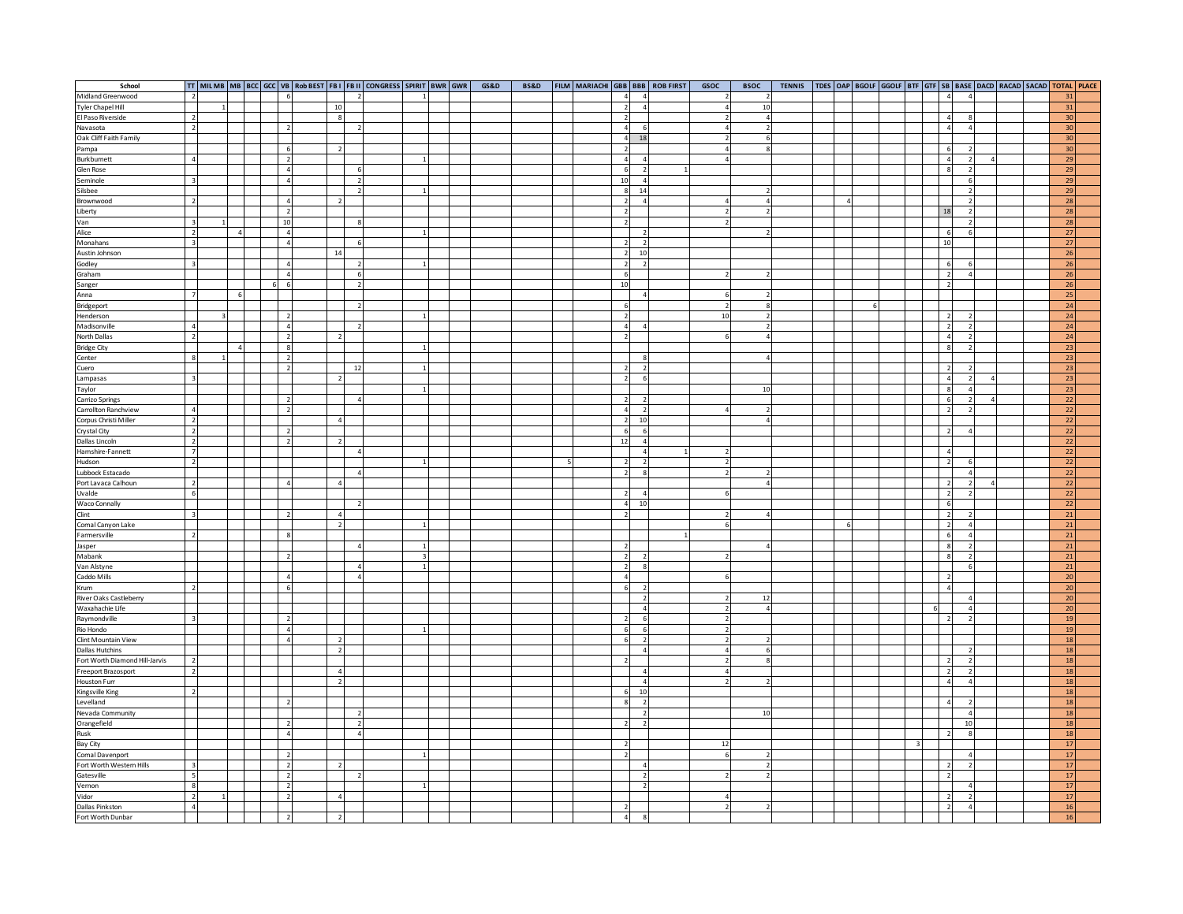| School | TT | MIL MB | MB | BCC | GCC | VB | Rob BEST | FB I | FB II | CONGRESS | SPIRIT | BWR | GWR | GS&D | BS&D | FILM | MARIACHI | GBB | BBB | ROB FIRST | GSOC | BSOC | TENNIS | TDES | OAP | BGOLF | GGOLF | BTF | GTF | SB | BASE | DACD | RACAD | SACAD | TOTAL | PLACE |
|---|---|---|---|---|---|---|---|---|---|---|---|---|---|---|---|---|---|---|---|---|---|---|---|---|---|---|---|---|---|---|---|---|---|---|---|---|
| Midland Greenwood | 2 | | | | | 6 | | | 2 | | 1 | | | | | | | 4 | 4 | | 2 | 2 | | | | | | | | 4 | 4 | | | | 31 | |
| Tyler Chapel Hill | | 1 | | | | | | 10 | | | | | | | | | | 2 | 4 | | 4 | 10 | | | | | | | | | | | | | 31 | |
| El Paso Riverside | 2 | | | | | | | 8 | | | | | | | | | | 2 | | | 2 | 4 | | | | | | | | 4 | 8 | | | | 30 | |
| Navasota | 2 | | | | | 2 | | | 2 | | | | | | | | | 4 | 6 | | 4 | 2 | | | | | | | | 4 | 4 | | | | 30 | |
| Oak Cliff Faith Family | | | | | | | | | | | | | | | | | | 4 | 18 | | 2 | 6 | | | | | | | | | | | | | 30 | |
| Pampa | | | | | | 6 | | 2 | | | | | | | | | | 2 | | | 4 | 8 | | | | | | | | 6 | 2 | | | | 30 | |
| Burkburnett | 4 | | | | | 2 | | | | | 1 | | | | | | | 4 | 4 | | 4 | | | | | | | | | 4 | 2 | 4 | | | 29 | |
| Glen Rose | | | | | | 4 | | | 6 | | | | | | | | | 6 | 2 | 1 | | | | | | | | | | 8 | 2 | | | | 29 | |
| Seminole | 3 | | | | | 4 | | | 2 | | | | | | | | | 10 | 4 | | | | | | | | | | | | 6 | | | | 29 | |
| Silsbee | | | | | | | | | 2 | | 1 | | | | | | | 8 | 14 | | | 2 | | | | | | | | | 2 | | | | 29 | |
| Brownwood | 2 | | | | | 4 | | 2 | | | | | | | | | | 2 | 4 | | 4 | 4 | | | 4 | | | | | | 2 | | | | 28 | |
| Liberty | | | | | | 2 | | | | | | | | | | | | 2 | | | 2 | 2 | | | | | | | | 18 | 2 | | | | 28 | |
| Van | 3 | 1 | | | | 10 | | | 8 | | | | | | | | | 2 | | | 2 | | | | | | | | | | 2 | | | | 28 | |
| Alice | 2 | | 4 | | | 4 | | | | | 1 | | | | | | | | 2 | | | 2 | | | | | | | | 6 | 6 | | | | 27 | |
| Monahans | 3 | | | | | 4 | | | 6 | | | | | | | | | 2 | 2 | | | | | | | | | | | 10 | | | | | 27 | |
| Austin Johnson | | | | | | | | 14 | | | | | | | | | | 2 | 10 | | | | | | | | | | | | | | | | 26 | |
| Godley | 3 | | | | | 4 | | | 2 | | 1 | | | | | | | 2 | 2 | | | | | | | | | | | 6 | 6 | | | | 26 | |
| Graham | | | | | | 4 | | | 6 | | | | | | | | | 6 | | | 2 | 2 | | | | | | | | 2 | 4 | | | | 26 | |
| Sanger | | | | | 6 | 6 | | | 2 | | | | | | | | | 10 | | | | | | | | | | | | 2 | | | | | 26 | |
| Anna | 7 | | 6 | | | | | | | | | | | | | | | | 4 | | 6 | 2 | | | | | | | | | | | | | 25 | |
| Bridgeport | | | | | | | | | 2 | | | | | | | | | 6 | | | 2 | 8 | | | | 6 | | | | | | | | | 24 | |
| Henderson | | 3 | | | | 2 | | | | | 1 | | | | | | | 2 | | | 10 | 2 | | | | | | | | 2 | 2 | | | | 24 | |
| Madisonville | 4 | | | | | 4 | | | 2 | | | | | | | | | 4 | 4 | | | 2 | | | | | | | | 2 | 2 | | | | 24 | |
| North Dallas | 2 | | | | | 2 | | 2 | | | | | | | | | | 2 | | | 6 | 4 | | | | | | | | 4 | 2 | | | | 24 | |
| Bridge City | | | 4 | | | 8 | | | | | 1 | | | | | | | | | | | | | | | | | | | 8 | 2 | | | | 23 | |
| Center | 8 | 1 | | | | 2 | | | | | | | | | | | | | 8 | | | 4 | | | | | | | | | | | | | 23 | |
| Cuero | | | | | | 2 | | | 12 | | 1 | | | | | | | 2 | 2 | | | | | | | | | | | 2 | 2 | | | | 23 | |
| Lampasas | 3 | | | | | | | 2 | | | | | | | | | | 2 | 6 | | | | | | | | | | | 4 | 2 | 4 | | | 23 | |
| Taylor | | | | | | | | | | | 1 | | | | | | | | | | | 10 | | | | | | | | 8 | 4 | | | | 23 | |
| Carrizo Springs | | | | | | 2 | | | 4 | | | | | | | | | 2 | 2 | | | | | | | | | | | 6 | 2 | 4 | | | 22 | |
| Carrollton Ranchview | 4 | | | | | 2 | | | | | | | | | | | | 4 | 2 | | 4 | 2 | | | | | | | | 2 | 2 | | | | 22 | |
| Corpus Christi Miller | 2 | | | | | | | 4 | | | | | | | | | | 2 | 10 | | | 4 | | | | | | | | | | | | | 22 | |
| Crystal City | 2 | | | | | 2 | | | | | | | | | | | | 6 | 6 | | | | | | | | | | | 2 | 4 | | | | 22 | |
| Dallas Lincoln | 2 | | | | | 2 | | 2 | | | | | | | | | | 12 | 4 | | | | | | | | | | | | | | | | 22 | |
| Hamshire-Fannett | 7 | | | | | | | | 4 | | | | | | | | | | 4 | 1 | 2 | | | | | | | | | 4 | | | | | 22 | |
| Hudson | 2 | | | | | | | | | | 1 | | | | | 5 | | 2 | 2 | | 2 | | | | | | | | | 2 | 6 | | | | 22 | |
| Lubbock Estacado | | | | | | | | | 4 | | | | | | | | | 2 | 8 | | 2 | 2 | | | | | | | | | 4 | | | | 22 | |
| Port Lavaca Calhoun | 2 | | | | | 4 | | 4 | | | | | | | | | | | | | | 4 | | | | | | | | 2 | 2 | 4 | | | 22 | |
| Uvalde | 6 | | | | | | | | | | | | | | | | | 2 | 4 | | 6 | | | | | | | | | 2 | 2 | | | | 22 | |
| Waco Connally | | | | | | | | | 2 | | | | | | | | | 4 | 10 | | | | | | | | | | | 6 | | | | | 22 | |
| Clint | 3 | | | | | 2 | | 4 | | | | | | | | | | 2 | | | 2 | 4 | | | | | | | | 2 | 2 | | | | 21 | |
| Comal Canyon Lake | | | | | | | | 2 | | | 1 | | | | | | | | | | 6 | | | | 6 | | | | | 2 | 4 | | | | 21 | |
| Farmersville | 2 | | | | | 8 | | | | | | | | | | | | | | 1 | | | | | | | | | | 6 | 4 | | | | 21 | |
| Jasper | | | | | | | | | 4 | | 1 | | | | | | | 2 | | | | 4 | | | | | | | | 8 | 2 | | | | 21 | |
| Mabank | | | | | | 2 | | | | | 3 | | | | | | | 2 | 2 | | 2 | | | | | | | | | 8 | 2 | | | | 21 | |
| Van Alstyne | | | | | | | | | 4 | | 1 | | | | | | | 2 | 8 | | | | | | | | | | | | 6 | | | | 21 | |
| Caddo Mills | | | | | | 4 | | | 4 | | | | | | | | | 4 | | | 6 | | | | | | | | | 2 | | | | | 20 | |
| Krum | 2 | | | | | 6 | | | | | | | | | | | | 6 | 2 | | | | | | | | | | | 4 | | | | | 20 | |
| River Oaks Castleberry | | | | | | | | | | | | | | | | | | | 2 | | 2 | 12 | | | | | | | | | 4 | | | | 20 | |
| Waxahachie Life | | | | | | | | | | | | | | | | | | | 4 | | 2 | 4 | | | | | | | 6 | | 4 | | | | 20 | |
| Raymondville | 3 | | | | | 2 | | | | | | | | | | | | 2 | 6 | | 2 | | | | | | | | | 2 | 2 | | | | 19 | |
| Rio Hondo | | | | | | 4 | | | | | 1 | | | | | | | 6 | 6 | | 2 | | | | | | | | | | | | | | 19 | |
| Clint Mountain View | | | | | | 4 | | 2 | | | | | | | | | | 6 | 2 | | 2 | 2 | | | | | | | | | | | | | 18 | |
| Dallas Hutchins | | | | | | | | 2 | | | | | | | | | | | 4 | | 4 | 6 | | | | | | | | | 2 | | | | 18 | |
| Fort Worth Diamond Hill-Jarvis | 2 | | | | | | | | | | | | | | | | | 2 | | | 2 | 8 | | | | | | | | 2 | 2 | | | | 18 | |
| Freeport Brazosport | 2 | | | | | | | 4 | | | | | | | | | | | 4 | | 4 | | | | | | | | | 2 | 2 | | | | 18 | |
| Houston Furr | | | | | | | | 2 | | | | | | | | | | | 4 | | 2 | 2 | | | | | | | | 4 | 4 | | | | 18 | |
| Kingsville King | 2 | | | | | | | | | | | | | | | | | 6 | 10 | | | | | | | | | | | | | | | | 18 | |
| Levelland | | | | | | 2 | | | | | | | | | | | | 8 | 2 | | | | | | | | | | | 4 | 2 | | | | 18 | |
| Nevada Community | | | | | | | | | 2 | | | | | | | | | | 2 | | | 10 | | | | | | | | | 4 | | | | 18 | |
| Orangefield | | | | | | 2 | | | 2 | | | | | | | | | 2 | 2 | | | | | | | | | | | | 10 | | | | 18 | |
| Rusk | | | | | | 4 | | | 4 | | | | | | | | | | | | | | | | | | | | | 2 | 8 | | | | 18 | |
| Bay City | | | | | | | | | | | | | | | | | | 2 | | | 12 | | | | | | | 3 | | | | | | | 17 | |
| Comal Davenport | | | | | | 2 | | | | | 1 | | | | | | | 2 | | | 6 | 2 | | | | | | | | | 4 | | | | 17 | |
| Fort Worth Western Hills | 3 | | | | | 2 | | 2 | | | | | | | | | | | 4 | | | 2 | | | | | | | | 2 | 2 | | | | 17 | |
| Gatesville | 5 | | | | | 2 | | | 2 | | | | | | | | | | 2 | | 2 | 2 | | | | | | | | 2 | | | | | 17 | |
| Vernon | 8 | | | | | 2 | | | | | 1 | | | | | | | | 2 | | | | | | | | | | | | 4 | | | | 17 | |
| Vidor | 2 | 1 | | | | 2 | | 4 | | | | | | | | | | | | | 4 | | | | | | | | | 2 | 2 | | | | 17 | |
| Dallas Pinkston | 4 | | | | | | | | | | | | | | | | | 2 | | | 2 | 2 | | | | | | | | 2 | 4 | | | | 16 | |
| Fort Worth Dunbar | | | | | | 2 | | 2 | | | | | | | | | | 4 | 8 | | | | | | | | | | | | | | | | 16 | |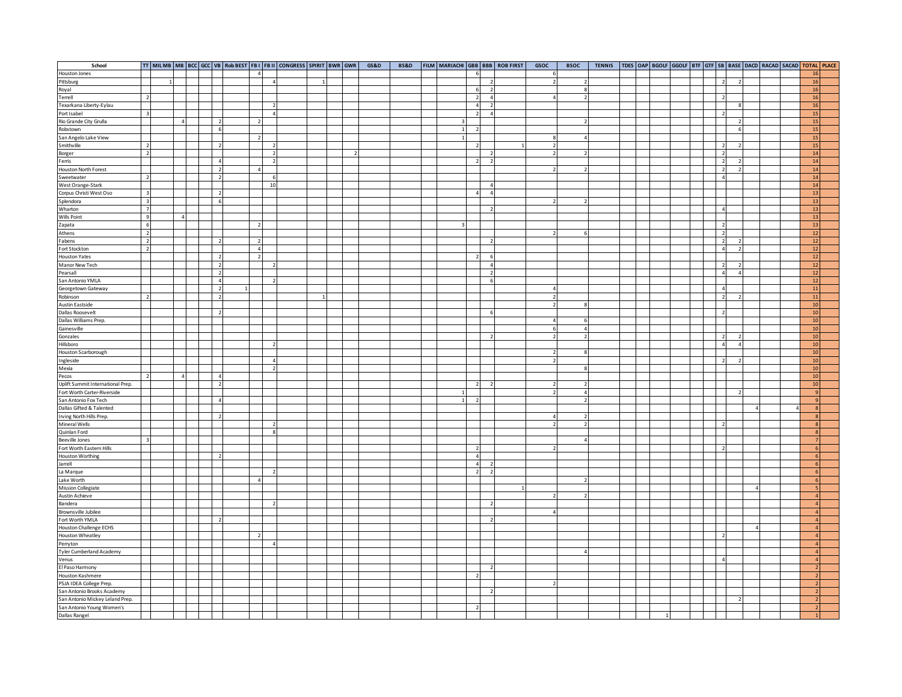| School | TT | MIL MB | MB | BCC | GCC | VB | Rob BEST | FB I | FB II | CONGRESS | SPIRIT | BWR | GWR | GS&D | BS&D | FILM | MARIACHI | GBB | BBB | ROB FIRST | GSOC | BSOC | TENNIS | TDES | OAP | BGOLF | GGOLF | BTF | GTF | SB | BASE | DACD | RACAD | SACAD | TOTAL | PLACE |
|---|---|---|---|---|---|---|---|---|---|---|---|---|---|---|---|---|---|---|---|---|---|---|---|---|---|---|---|---|---|---|---|---|---|---|---|---|
| Houston Jones | | | | | | | | 4 | | | | | | | | | | 6 | | | 6 | | | | | | | | | | | | | | 16 | |
| Pittsburg | | 1 | | | | | | | 4 | | 1 | | | | | | | | 2 | | 2 | 2 | | | | | | | | 2 | 2 | | | | 16 | |
| Royal | | | | | | | | | | | | | | | | | | 6 | 2 | | | 8 | | | | | | | | | | | | | 16 | |
| Terrell | 2 | | | | | | | | | | | | | | | | | 2 | 4 | | 4 | 2 | | | | | | | | 2 | | | | | 16 | |
| Texarkana Liberty-Eylau | | | | | | | | | 2 | | | | | | | | | 4 | 2 | | | | | | | | | | | | 8 | | | | 16 | |
| Port Isabel | 3 | | | | | | | | 4 | | | | | | | | | 2 | 4 | | | | | | | | | | | 2 | | | | | 15 | |
| Rio Grande City Grulla | | | 4 | | | 2 | | 2 | | | | | | | | | 3 | | | | | 2 | | | | | | | | | 2 | | | | 15 | |
| Robstown | | | | | | 6 | | | | | | | | | | | 1 | 2 | | | | | | | | | | | | | 6 | | | | 15 | |
| San Angelo Lake View | | | | | | | | 2 | | | | | | | | | 1 | | | | 8 | 4 | | | | | | | | | | | | | 15 | |
| Smithville | 2 | | | | | 2 | | | 2 | | | | | | | | | 2 | | 1 | 2 | | | | | | | | | 2 | 2 | | | | 15 | |
| Borger | 2 | | | | | | | | 2 | | | | 2 | | | | | | 2 | | 2 | 2 | | | | | | | | 2 | | | | | 14 | |
| Ferris | | | | | | 4 | | | 2 | | | | | | | | | 2 | 2 | | | | | | | | | | | 2 | 2 | | | | 14 | |
| Houston North Forest | | | | | | 2 | | 4 | | | | | | | | | | | | | 2 | 2 | | | | | | | | 2 | 2 | | | | 14 | |
| Sweetwater | 2 | | | | | 2 | | | 6 | | | | | | | | | | | | | | | | | | | | | 4 | | | | | 14 | |
| West Orange-Stark | | | | | | | | | 10 | | | | | | | | | | 4 | | | | | | | | | | | | | | | | 14 | |
| Corpus Christi West Oso | 3 | | | | | 2 | | | | | | | | | | | | 4 | 4 | | | | | | | | | | | | | | | | 13 | |
| Splendora | 3 | | | | | 6 | | | | | | | | | | | | | | | 2 | 2 | | | | | | | | | | | | | 13 | |
| Wharton | 7 | | | | | | | | | | | | | | | | | | 2 | | | | | | | | | | | 4 | | | | | 13 | |
| Wills Point | 9 | | 4 | | | | | | | | | | | | | | | | | | | | | | | | | | | | | | | | 13 | |
| Zapata | 6 | | | | | | | 2 | | | | | | | | | 3 | | | | | | | | | | | | | 2 | | | | | 13 | |
| Athens | 2 | | | | | | | | | | | | | | | | | | | | 2 | 6 | | | | | | | | 2 | | | | | 12 | |
| Fabens | 2 | | | | | 2 | | 2 | | | | | | | | | | | 2 | | | | | | | | | | | 2 | 2 | | | | 12 | |
| Fort Stockton | 2 | | | | | | | 4 | | | | | | | | | | | | | | | | | | | | | | 4 | 2 | | | | 12 | |
| Houston Yates | | | | | | 2 | | 2 | | | | | | | | | | 2 | 6 | | | | | | | | | | | | | | | | 12 | |
| Manor New Tech | | | | | | 2 | | | 2 | | | | | | | | | | 4 | | | | | | | | | | | 2 | 2 | | | | 12 | |
| Pearsall | | | | | | 2 | | | | | | | | | | | | | 2 | | | | | | | | | | | 4 | 4 | | | | 12 | |
| San Antonio YMLA | | | | | | 4 | | | 2 | | | | | | | | | | 6 | | | | | | | | | | | | | | | | 12 | |
| Georgetown Gateway | | | | | | 2 | 1 | | | | | | | | | | | | | | 4 | | | | | | | | | 4 | | | | | 11 | |
| Robinson | 2 | | | | | 2 | | | | | 1 | | | | | | | | | | 2 | | | | | | | | | 2 | 2 | | | | 11 | |
| Austin Eastside | | | | | | | | | | | | | | | | | | | | | 2 | 8 | | | | | | | | | | | | | 10 | |
| Dallas Roosevelt | | | | | | 2 | | | | | | | | | | | | | 6 | | | | | | | | | | | 2 | | | | | 10 | |
| Dallas Williams Prep. | | | | | | | | | | | | | | | | | | | | | 4 | 6 | | | | | | | | | | | | | 10 | |
| Gainesville | | | | | | | | | | | | | | | | | | | | | 6 | 4 | | | | | | | | | | | | | 10 | |
| Gonzales | | | | | | | | | | | | | | | | | | | 2 | | 2 | 2 | | | | | | | | 2 | 2 | | | | 10 | |
| Hillsboro | | | | | | | | | 2 | | | | | | | | | | | | | | | | | | | | | 4 | 4 | | | | 10 | |
| Houston Scarborough | | | | | | | | | | | | | | | | | | | | | 2 | 8 | | | | | | | | | | | | | 10 | |
| Ingleside | | | | | | | | | 4 | | | | | | | | | | | | 2 | | | | | | | | | 2 | 2 | | | | 10 | |
| Mexia | | | | | | | | | 2 | | | | | | | | | | | | | 8 | | | | | | | | | | | | | 10 | |
| Pecos | 2 | | 4 | | | 4 | | | | | | | | | | | | | | | | | | | | | | | | | | | | | 10 | |
| Uplift Summit International Prep. | | | | | | 2 | | | | | | | | | | | | 2 | 2 | | 2 | 2 | | | | | | | | | | | | | 10 | |
| Fort Worth Carter-Riverside | | | | | | | | | | | | | | | | | 1 | | | | 2 | 4 | | | | | | | | | 2 | | | | 9 | |
| San Antonio Fox Tech | | | | | | 4 | | | | | | | | | | | 1 | 2 | | | | 2 | | | | | | | | | | | | | 9 | |
| Dallas Gifted & Talented | | | | | | | | | | | | | | | | | | | | | | | | | | | | | | | | 4 | | 4 | 8 | |
| Irving North Hills Prep. | | | | | | 2 | | | | | | | | | | | | | | | 4 | 2 | | | | | | | | | | | | | 8 | |
| Mineral Wells | | | | | | | | | 2 | | | | | | | | | | | | 2 | 2 | | | | | | | | 2 | | | | | 8 | |
| Quinlan Ford | | | | | | | | | 8 | | | | | | | | | | | | | | | | | | | | | | | | | | 8 | |
| Beeville Jones | 3 | | | | | | | | | | | | | | | | | | | | | 4 | | | | | | | | | | | | | 7 | |
| Fort Worth Eastern Hills | | | | | | | | | | | | | | | | | | 2 | | | 2 | | | | | | | | | 2 | | | | | 6 | |
| Houston Worthing | | | | | | 2 | | | | | | | | | | | | 4 | | | | | | | | | | | | | | | | | 6 | |
| Jarrell | | | | | | | | | | | | | | | | | | 4 | 2 | | | | | | | | | | | | | | | | 6 | |
| La Marque | | | | | | | | | 2 | | | | | | | | | 2 | 2 | | | | | | | | | | | | | | | | 6 | |
| Lake Worth | | | | | | | | 4 | | | | | | | | | | | | | | 2 | | | | | | | | | | | | | 6 | |
| Mission Collegiate | | | | | | | | | | | | | | | | | | | | 1 | | | | | | | | | | | | 4 | | | 5 | |
| Austin Achieve | | | | | | | | | | | | | | | | | | | | | 2 | 2 | | | | | | | | | | | | | 4 | |
| Bandera | | | | | | | | | 2 | | | | | | | | | | 2 | | | | | | | | | | | | | | | | 4 | |
| Brownsville Jubilee | | | | | | | | | | | | | | | | | | | | | 4 | | | | | | | | | | | | | | 4 | |
| Fort Worth YMLA | | | | | | 2 | | | | | | | | | | | | | 2 | | | | | | | | | | | | | | | | 4 | |
| Houston Challenge ECHS | | | | | | | | | | | | | | | | | | | | | | | | | | | | | | | | 4 | | | 4 | |
| Houston Wheatley | | | | | | | | 2 | | | | | | | | | | | | | | | | | | | | | | 2 | | | | | 4 | |
| Perryton | | | | | | | | | 4 | | | | | | | | | | | | | | | | | | | | | | | | | | 4 | |
| Tyler Cumberland Academy | | | | | | | | | | | | | | | | | | | | | | 4 | | | | | | | | | | | | | 4 | |
| Venus | | | | | | | | | | | | | | | | | | | | | | | | | | | | | | 4 | | | | | 4 | |
| El Paso Harmony | | | | | | | | | | | | | | | | | | | 2 | | | | | | | | | | | | | | | | 2 | |
| Houston Kashmere | | | | | | | | | | | | | | | | | | 2 | | | | | | | | | | | | | | | | | 2 | |
| PSJA IDEA College Prep. | | | | | | | | | | | | | | | | | | | | | 2 | | | | | | | | | | | | | | 2 | |
| San Antonio Brooks Academy | | | | | | | | | | | | | | | | | | | 2 | | | | | | | | | | | | | | | | 2 | |
| San Antonio Mickey Leland Prep. | | | | | | | | | | | | | | | | | | | | | | | | | | | | | | | 2 | | | | 2 | |
| San Antonio Young Women's | | | | | | | | | | | | | | | | | | 2 | | | | | | | | | | | | | | | | | 2 | |
| Dallas Rangel | | | | | | | | | | | | | | | | | | | | | | | | | | 1 | | | | | | | | | 1 | |